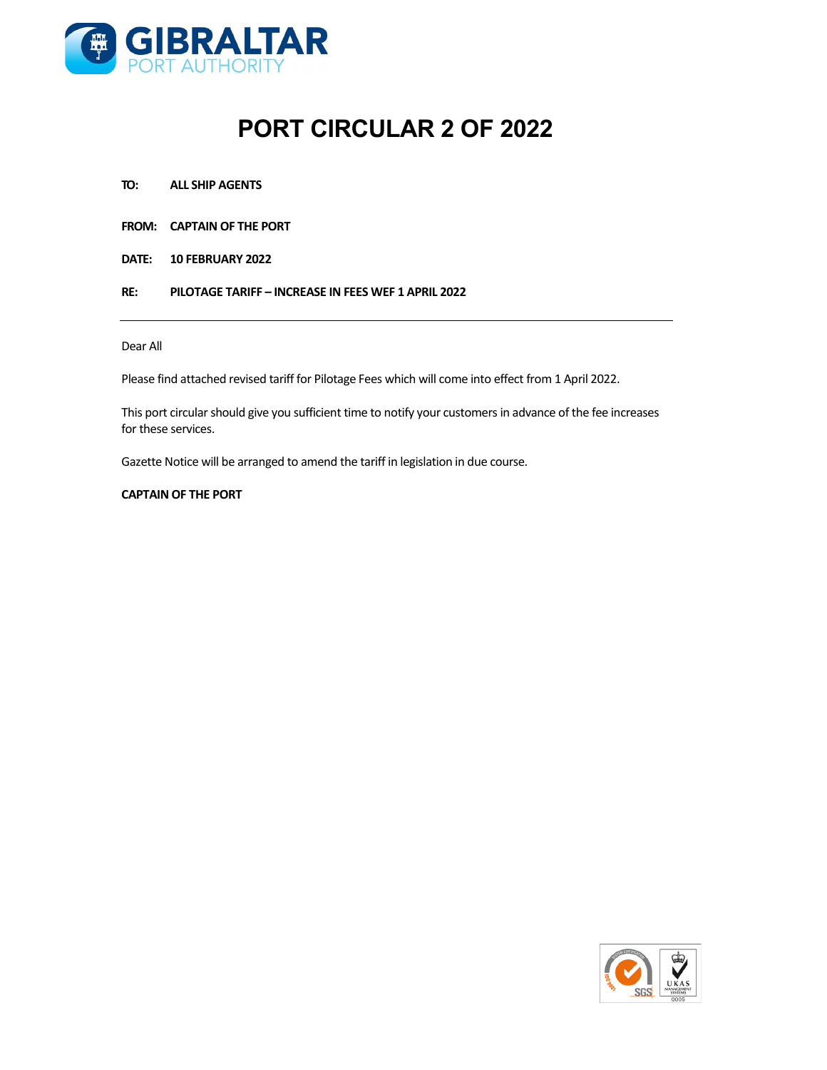# PORT CIRCULAR 2 OF 2022

**TO:** **ALL SHIP AGENTS**

**FROM:** **CAPTAIN OF THE PORT**

**DATE:** **10 FEBRUARY 2022**

**RE:** **PILOTAGE TARIFF – INCREASE IN FEES WEF 1 APRIL 2022**

---

Dear All

Please find attached revised tariff for Pilotage Fees which will come into effect from 1 April 2022.

This port circular should give you sufficient time to notify your customers in advance of the fee increases for these services.

Gazette Notice will be arranged to amend the tariff in legislation in due course.

**CAPTAIN OF THE PORT**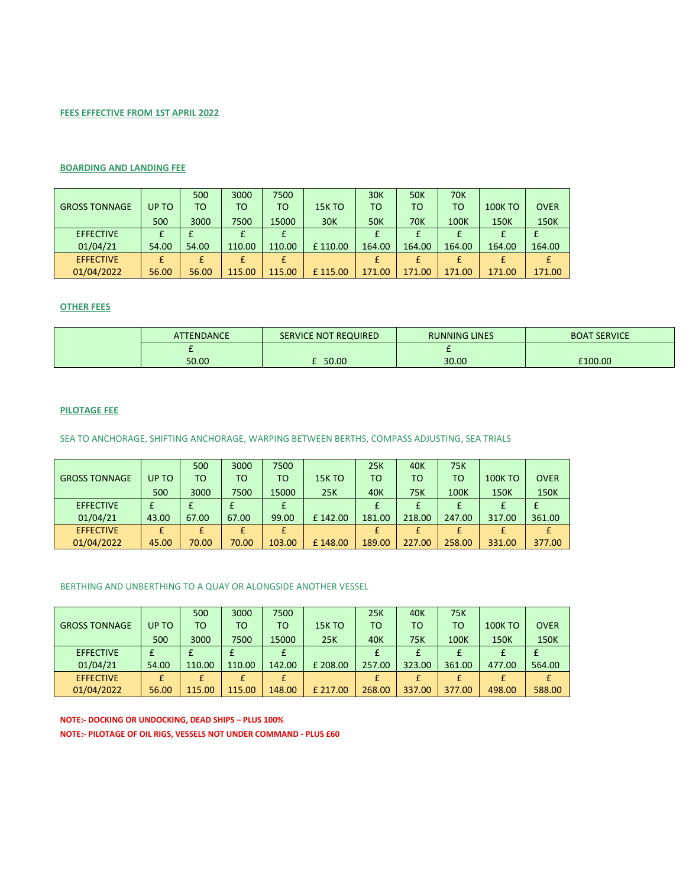**FEES EFFECTIVE FROM 1ST APRIL 2022**

**BOARDING AND LANDING FEE**

| GROSS TONNAGE | UP TO 500 | 500 TO 3000 | 3000 TO 7500 | 7500 TO 15000 | 15K TO 30K | 30K TO 50K | 50K TO 70K | 70K TO 100K | 100K TO 150K | OVER 150K |
|---|---|---|---|---|---|---|---|---|---|---|
| EFFECTIVE 01/04/21 | £ 54.00 | £ 54.00 | £ 110.00 | £ 110.00 | £ 110.00 | £ 164.00 | £ 164.00 | £ 164.00 | £ 164.00 | £ 164.00 |
| EFFECTIVE 01/04/2022 | £ 56.00 | £ 56.00 | £ 115.00 | £ 115.00 | £ 115.00 | £ 171.00 | £ 171.00 | £ 171.00 | £ 171.00 | £ 171.00 |

**OTHER FEES**

| | ATTENDANCE | SERVICE NOT REQUIRED | RUNNING LINES | BOAT SERVICE |
|---|---|---|---|---|
| | £ 50.00 | £ 50.00 | £ 30.00 | £100.00 |

**PILOTAGE FEE**

SEA TO ANCHORAGE, SHIFTING ANCHORAGE, WARPING BETWEEN BERTHS, COMPASS ADJUSTING, SEA TRIALS

| GROSS TONNAGE | UP TO 500 | 500 TO 3000 | 3000 TO 7500 | 7500 TO 15000 | 15K TO 25K | 25K TO 40K | 40K TO 75K | 75K TO 100K | 100K TO 150K | OVER 150K |
|---|---|---|---|---|---|---|---|---|---|---|
| EFFECTIVE 01/04/21 | £ 43.00 | £ 67.00 | £ 67.00 | £ 99.00 | £ 142.00 | £ 181.00 | £ 218.00 | £ 247.00 | £ 317.00 | £ 361.00 |
| EFFECTIVE 01/04/2022 | £ 45.00 | £ 70.00 | £ 70.00 | £ 103.00 | £ 148.00 | £ 189.00 | £ 227.00 | £ 258.00 | £ 331.00 | £ 377.00 |

BERTHING AND UNBERTHING TO A QUAY OR ALONGSIDE ANOTHER VESSEL

| GROSS TONNAGE | UP TO 500 | 500 TO 3000 | 3000 TO 7500 | 7500 TO 15000 | 15K TO 25K | 25K TO 40K | 40K TO 75K | 75K TO 100K | 100K TO 150K | OVER 150K |
|---|---|---|---|---|---|---|---|---|---|---|
| EFFECTIVE 01/04/21 | £ 54.00 | £ 110.00 | £ 110.00 | £ 142.00 | £ 208.00 | £ 257.00 | £ 323.00 | £ 361.00 | £ 477.00 | £ 564.00 |
| EFFECTIVE 01/04/2022 | £ 56.00 | £ 115.00 | £ 115.00 | £ 148.00 | £ 217.00 | £ 268.00 | £ 337.00 | £ 377.00 | £ 498.00 | £ 588.00 |

**NOTE:- DOCKING OR UNDOCKING, DEAD SHIPS – PLUS 100%**

**NOTE:- PILOTAGE OF OIL RIGS, VESSELS NOT UNDER COMMAND - PLUS £60**